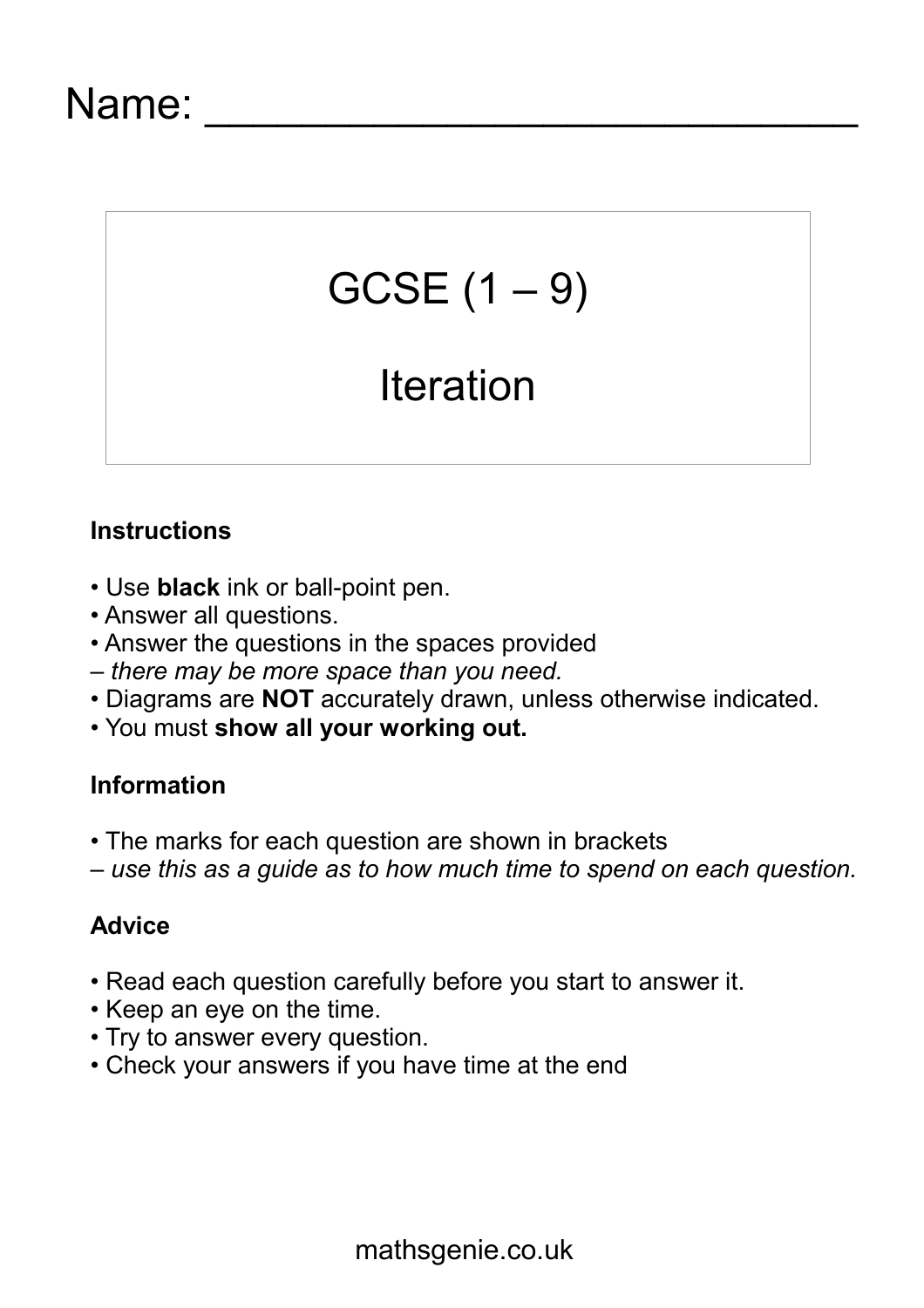Name: ___________________________

# GCSE (1 – 9)

# Iteration

### Instructions

- Use **black** ink or ball-point pen.
- Answer all questions.
- Answer the questions in the spaces provided
– *there may be more space than you need.*
- Diagrams are **NOT** accurately drawn, unless otherwise indicated.
- You must **show all your working out.**

### Information

- The marks for each question are shown in brackets
– *use this as a guide as to how much time to spend on each question.*

### Advice

- Read each question carefully before you start to answer it.
- Keep an eye on the time.
- Try to answer every question.
- Check your answers if you have time at the end

mathsgenie.co.uk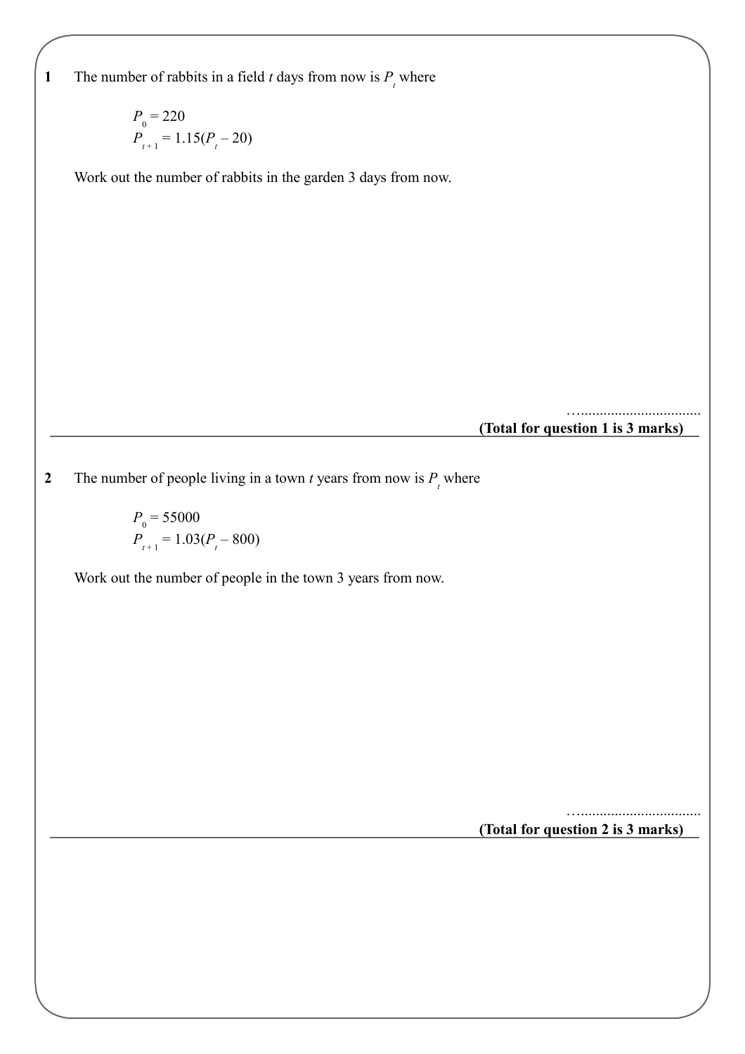**1** The number of rabbits in a field $t$ days from now is $P_t$ where

$$P_0 = 220$$
$$P_{t+1} = 1.15(P_t - 20)$$

Work out the number of rabbits in the garden 3 days from now.

…...............................

**(Total for question 1 is 3 marks)**

---

**2** The number of people living in a town $t$ years from now is $P_t$ where

$$P_0 = 55000$$
$$P_{t+1} = 1.03(P_t - 800)$$

Work out the number of people in the town 3 years from now.

…...............................

**(Total for question 2 is 3 marks)**

---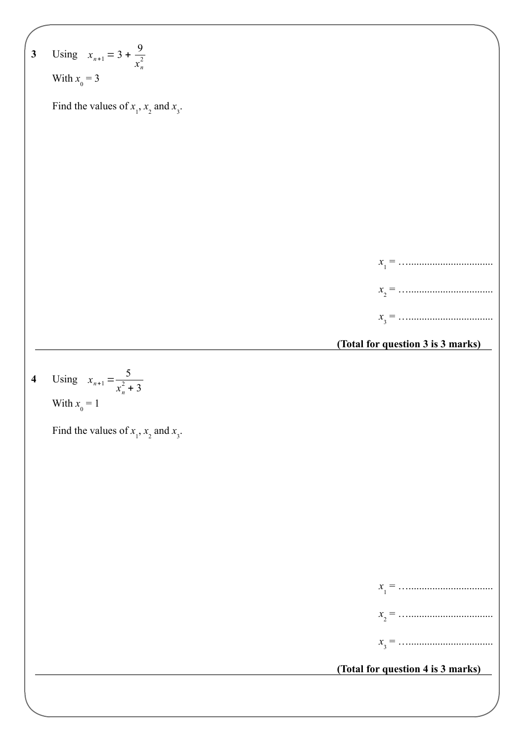**3** Using $x_{n+1} = 3 + \dfrac{9}{x_n^2}$

With $x_0 = 3$

Find the values of $x_1$, $x_2$ and $x_3$.

$x_1$ = ….................................

$x_2$ = ….................................

$x_3$ = ….................................

**(Total for question 3 is 3 marks)**

---

**4** Using $x_{n+1} = \dfrac{5}{x_n^2 + 3}$

With $x_0 = 1$

Find the values of $x_1$, $x_2$ and $x_3$.

$x_1$ = ….................................

$x_2$ = ….................................

$x_3$ = ….................................

**(Total for question 4 is 3 marks)**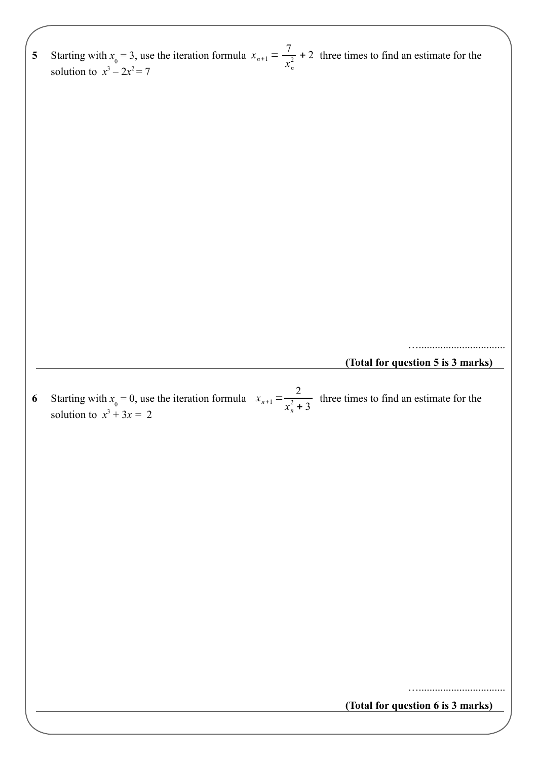**5** Starting with $x_0 = 3$, use the iteration formula $x_{n+1} = \frac{7}{x_n^2} + 2$ three times to find an estimate for the solution to $x^3 - 2x^2 = 7$

…..............................

**(Total for question 5 is 3 marks)**

---

**6** Starting with $x_0 = 0$, use the iteration formula $x_{n+1} = \frac{2}{x_n^2 + 3}$ three times to find an estimate for the solution to $x^3 + 3x = 2$

…..............................

**(Total for question 6 is 3 marks)**

---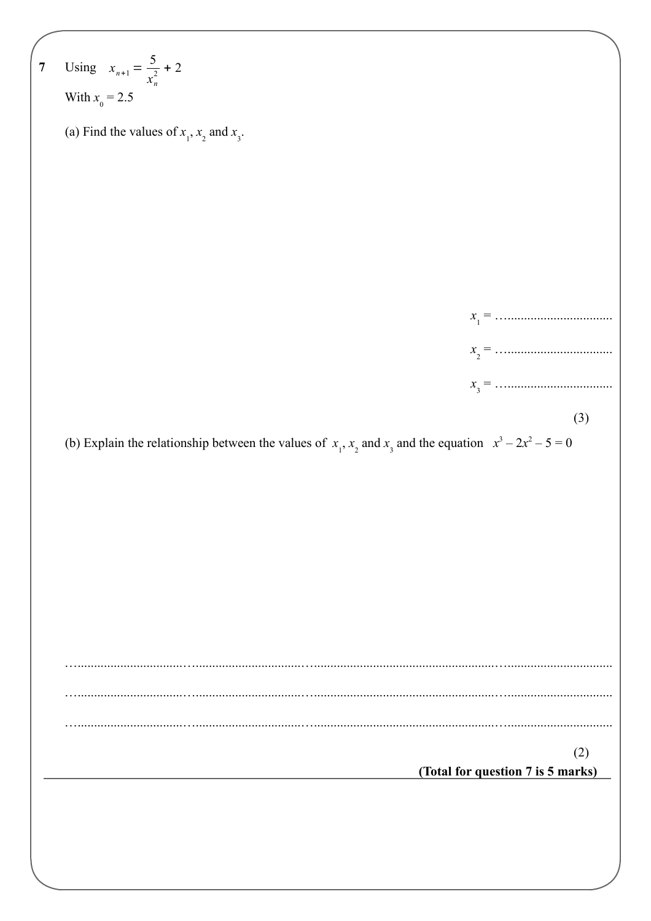**7** Using $x_{n+1} = \dfrac{5}{x_n^2} + 2$

With $x_0 = 2.5$

(a) Find the values of $x_1$, $x_2$ and $x_3$.

$x_1$ = ……………………………

$x_2$ = ……………………………

$x_3$ = ……………………………

(3)

(b) Explain the relationship between the values of $x_1$, $x_2$ and $x_3$ and the equation $x^3 - 2x^2 - 5 = 0$

……………………………………………………………………………………………………………

……………………………………………………………………………………………………………

……………………………………………………………………………………………………………

(2)

**(Total for question 7 is 5 marks)**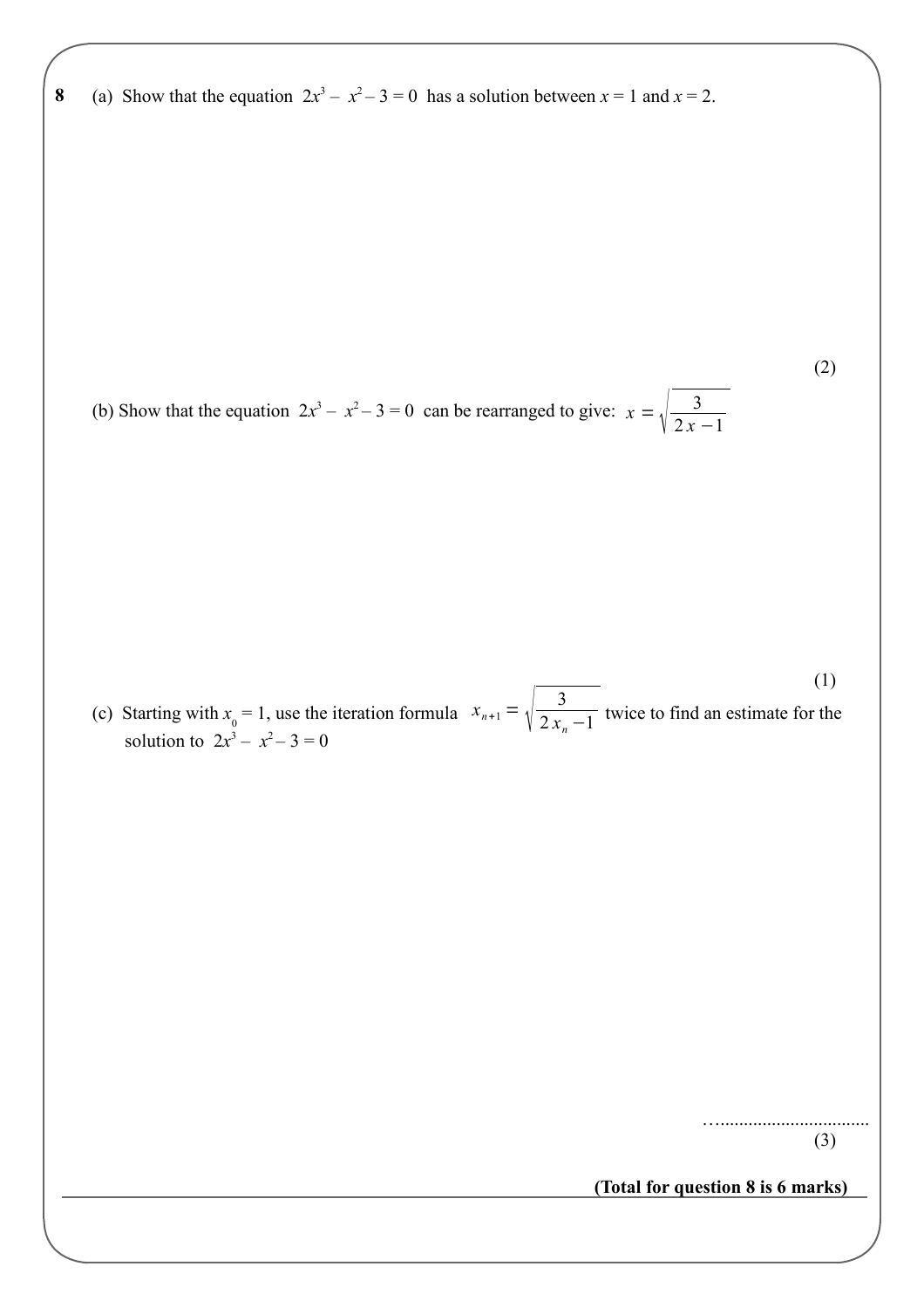**8** (a) Show that the equation $2x^3 - x^2 - 3 = 0$ has a solution between $x = 1$ and $x = 2$.

(2)

(b) Show that the equation $2x^3 - x^2 - 3 = 0$ can be rearranged to give: $x = \sqrt{\dfrac{3}{2x-1}}$

(1)

(c) Starting with $x_0 = 1$, use the iteration formula $x_{n+1} = \sqrt{\dfrac{3}{2x_n - 1}}$ twice to find an estimate for the solution to $2x^3 - x^2 - 3 = 0$

…................................

(3)

**(Total for question 8 is 6 marks)**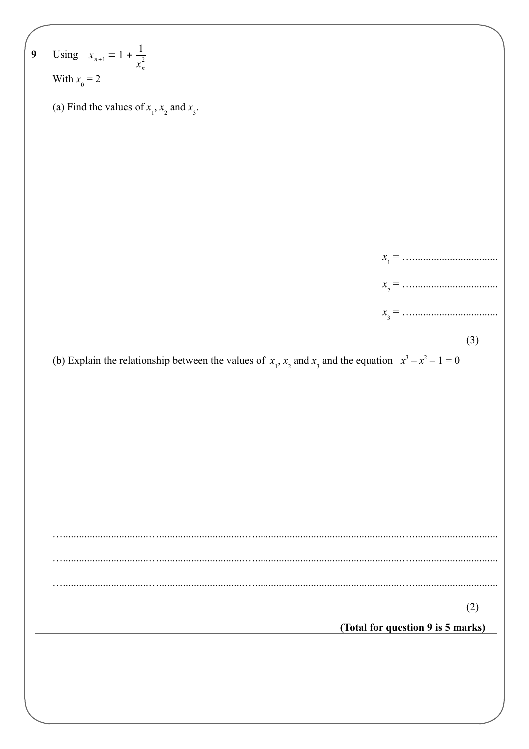**9** Using $x_{n+1} = 1 + \frac{1}{x_n^2}$

With $x_0 = 2$

(a) Find the values of $x_1$, $x_2$ and $x_3$.

$x_1 = $ ..................................

$x_2 = $ ..................................

$x_3 = $ ..................................

**(3)**

(b) Explain the relationship between the values of $x_1$, $x_2$ and $x_3$ and the equation $x^3 - x^2 - 1 = 0$

..........................................................................................................................................................

..........................................................................................................................................................

..........................................................................................................................................................

**(2)**

**(Total for question 9 is 5 marks)**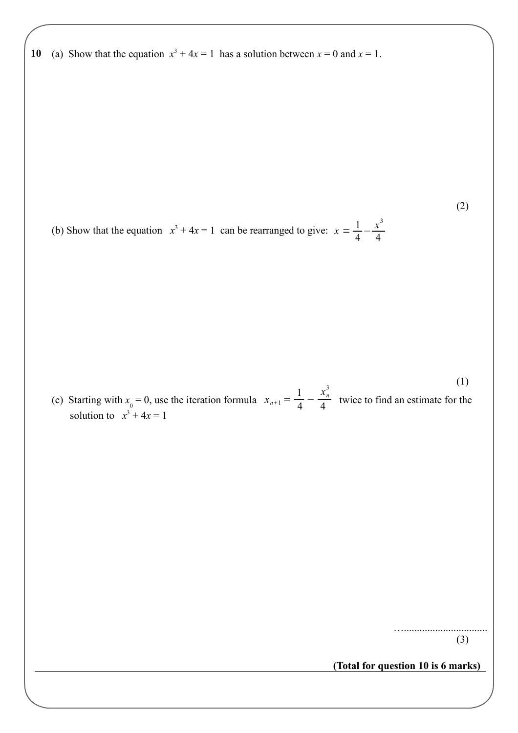**10** (a) Show that the equation $x^3 + 4x = 1$ has a solution between $x = 0$ and $x = 1$.

(2)

(b) Show that the equation $x^3 + 4x = 1$ can be rearranged to give: $x = \frac{1}{4} - \frac{x^3}{4}$

(1)

(c) Starting with $x_0 = 0$, use the iteration formula $x_{n+1} = \frac{1}{4} - \frac{x_n^3}{4}$ twice to find an estimate for the solution to $x^3 + 4x = 1$

…...............................

(3)

**(Total for question 10 is 6 marks)**